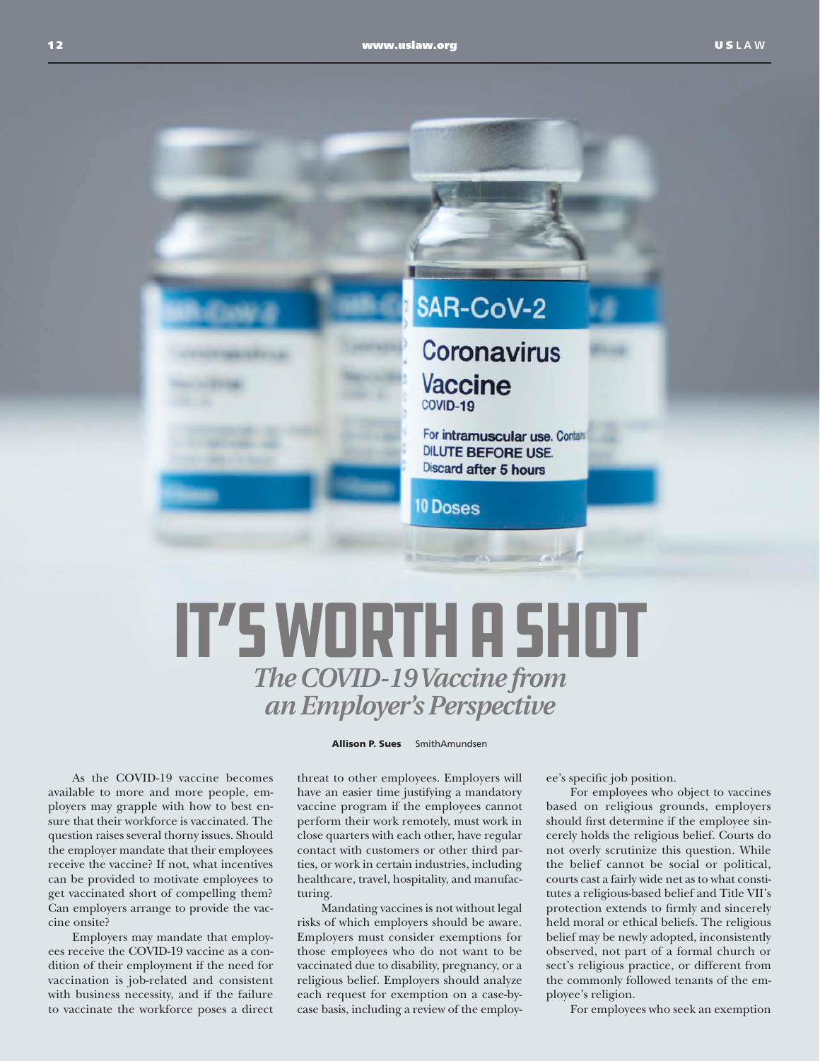# IT'S WORTH A SHOT

## *The COVID-19 Vaccine from an Employer's Perspective*

**Allison P. Sues** SmithAmundsen

As the COVID-19 vaccine becomes available to more and more people, employers may grapple with how to best ensure that their workforce is vaccinated. The question raises several thorny issues. Should the employer mandate that their employees receive the vaccine? If not, what incentives can be provided to motivate employees to get vaccinated short of compelling them? Can employers arrange to provide the vaccine onsite?

Employers may mandate that employees receive the COVID-19 vaccine as a condition of their employment if the need for vaccination is job-related and consistent with business necessity, and if the failure to vaccinate the workforce poses a direct threat to other employees. Employers will have an easier time justifying a mandatory vaccine program if the employees cannot perform their work remotely, must work in close quarters with each other, have regular contact with customers or other third parties, or work in certain industries, including healthcare, travel, hospitality, and manufacturing.

Mandating vaccines is not without legal risks of which employers should be aware. Employers must consider exemptions for those employees who do not want to be vaccinated due to disability, pregnancy, or a religious belief. Employers should analyze each request for exemption on a case-by-case basis, including a review of the employee's specific job position.

For employees who object to vaccines based on religious grounds, employers should first determine if the employee sincerely holds the religious belief. Courts do not overly scrutinize this question. While the belief cannot be social or political, courts cast a fairly wide net as to what constitutes a religious-based belief and Title VII's protection extends to firmly and sincerely held moral or ethical beliefs. The religious belief may be newly adopted, inconsistently observed, not part of a formal church or sect's religious practice, or different from the commonly followed tenants of the employee's religion.

For employees who seek an exemption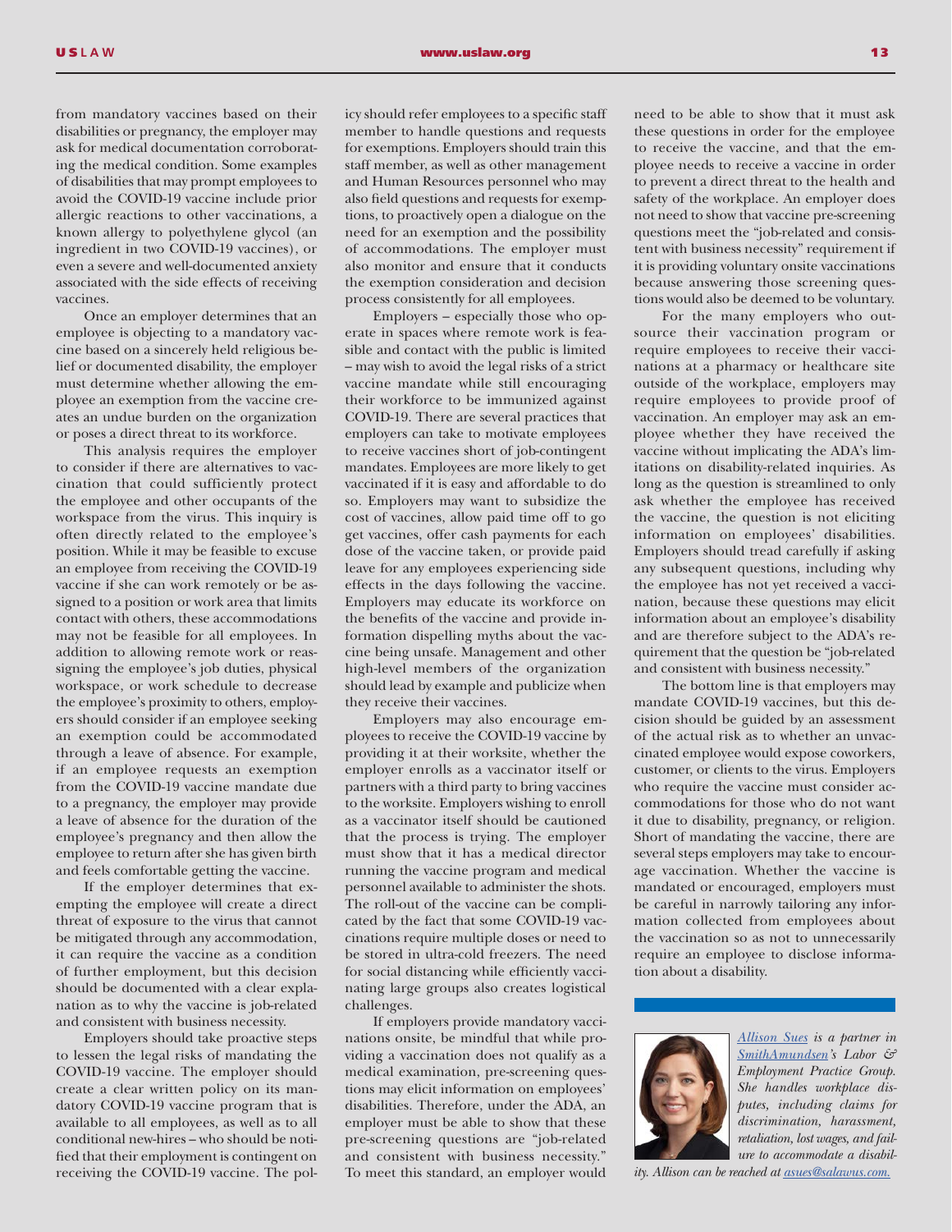from mandatory vaccines based on their disabilities or pregnancy, the employer may ask for medical documentation corroborating the medical condition. Some examples of disabilities that may prompt employees to avoid the COVID-19 vaccine include prior allergic reactions to other vaccinations, a known allergy to polyethylene glycol (an ingredient in two COVID-19 vaccines), or even a severe and well-documented anxiety associated with the side effects of receiving vaccines.

Once an employer determines that an employee is objecting to a mandatory vaccine based on a sincerely held religious belief or documented disability, the employer must determine whether allowing the employee an exemption from the vaccine creates an undue burden on the organization or poses a direct threat to its workforce.

This analysis requires the employer to consider if there are alternatives to vaccination that could sufficiently protect the employee and other occupants of the workspace from the virus. This inquiry is often directly related to the employee's position. While it may be feasible to excuse an employee from receiving the COVID-19 vaccine if she can work remotely or be assigned to a position or work area that limits contact with others, these accommodations may not be feasible for all employees. In addition to allowing remote work or reassigning the employee's job duties, physical workspace, or work schedule to decrease the employee's proximity to others, employers should consider if an employee seeking an exemption could be accommodated through a leave of absence. For example, if an employee requests an exemption from the COVID-19 vaccine mandate due to a pregnancy, the employer may provide a leave of absence for the duration of the employee's pregnancy and then allow the employee to return after she has given birth and feels comfortable getting the vaccine.

If the employer determines that exempting the employee will create a direct threat of exposure to the virus that cannot be mitigated through any accommodation, it can require the vaccine as a condition of further employment, but this decision should be documented with a clear explanation as to why the vaccine is job-related and consistent with business necessity.

Employers should take proactive steps to lessen the legal risks of mandating the COVID-19 vaccine. The employer should create a clear written policy on its mandatory COVID-19 vaccine program that is available to all employees, as well as to all conditional new-hires – who should be notified that their employment is contingent on receiving the COVID-19 vaccine. The policy should refer employees to a specific staff member to handle questions and requests for exemptions. Employers should train this staff member, as well as other management and Human Resources personnel who may also field questions and requests for exemptions, to proactively open a dialogue on the need for an exemption and the possibility of accommodations. The employer must also monitor and ensure that it conducts the exemption consideration and decision process consistently for all employees.

Employers – especially those who operate in spaces where remote work is feasible and contact with the public is limited – may wish to avoid the legal risks of a strict vaccine mandate while still encouraging their workforce to be immunized against COVID-19. There are several practices that employers can take to motivate employees to receive vaccines short of job-contingent mandates. Employees are more likely to get vaccinated if it is easy and affordable to do so. Employers may want to subsidize the cost of vaccines, allow paid time off to go get vaccines, offer cash payments for each dose of the vaccine taken, or provide paid leave for any employees experiencing side effects in the days following the vaccine. Employers may educate its workforce on the benefits of the vaccine and provide information dispelling myths about the vaccine being unsafe. Management and other high-level members of the organization should lead by example and publicize when they receive their vaccines.

Employers may also encourage employees to receive the COVID-19 vaccine by providing it at their worksite, whether the employer enrolls as a vaccinator itself or partners with a third party to bring vaccines to the worksite. Employers wishing to enroll as a vaccinator itself should be cautioned that the process is trying. The employer must show that it has a medical director running the vaccine program and medical personnel available to administer the shots. The roll-out of the vaccine can be complicated by the fact that some COVID-19 vaccinations require multiple doses or need to be stored in ultra-cold freezers. The need for social distancing while efficiently vaccinating large groups also creates logistical challenges.

If employers provide mandatory vaccinations onsite, be mindful that while providing a vaccination does not qualify as a medical examination, pre-screening questions may elicit information on employees' disabilities. Therefore, under the ADA, an employer must be able to show that these pre-screening questions are "job-related and consistent with business necessity." To meet this standard, an employer would need to be able to show that it must ask these questions in order for the employee to receive the vaccine, and that the employee needs to receive a vaccine in order to prevent a direct threat to the health and safety of the workplace. An employer does not need to show that vaccine pre-screening questions meet the "job-related and consistent with business necessity" requirement if it is providing voluntary onsite vaccinations because answering those screening questions would also be deemed to be voluntary.

For the many employers who outsource their vaccination program or require employees to receive their vaccinations at a pharmacy or healthcare site outside of the workplace, employers may require employees to provide proof of vaccination. An employer may ask an employee whether they have received the vaccine without implicating the ADA's limitations on disability-related inquiries. As long as the question is streamlined to only ask whether the employee has received the vaccine, the question is not eliciting information on employees' disabilities. Employers should tread carefully if asking any subsequent questions, including why the employee has not yet received a vaccination, because these questions may elicit information about an employee's disability and are therefore subject to the ADA's requirement that the question be "job-related and consistent with business necessity."

The bottom line is that employers may mandate COVID-19 vaccines, but this decision should be guided by an assessment of the actual risk as to whether an unvaccinated employee would expose coworkers, customer, or clients to the virus. Employers who require the vaccine must consider accommodations for those who do not want it due to disability, pregnancy, or religion. Short of mandating the vaccine, there are several steps employers may take to encourage vaccination. Whether the vaccine is mandated or encouraged, employers must be careful in narrowly tailoring any information collected from employees about the vaccination so as not to unnecessarily require an employee to disclose information about a disability.

*Allison Sues is a partner in SmithAmundsen's Labor & Employment Practice Group. She handles workplace disputes, including claims for discrimination, harassment, retaliation, lost wages, and failure to accommodate a disability. Allison can be reached at asues@salawus.com.*